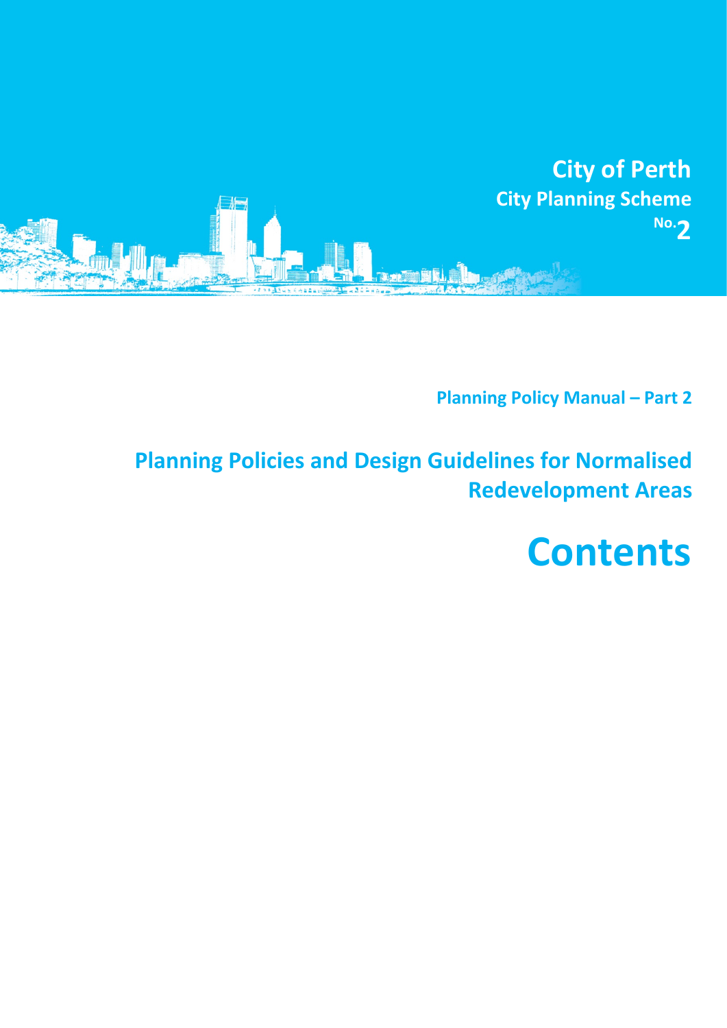**City of Perth**

**City Planning Scheme No.2**

**Planning Policy Manual – Part 2**

## Planning Policies and Design Guidelines for Normalised Redevelopment Areas

# Contents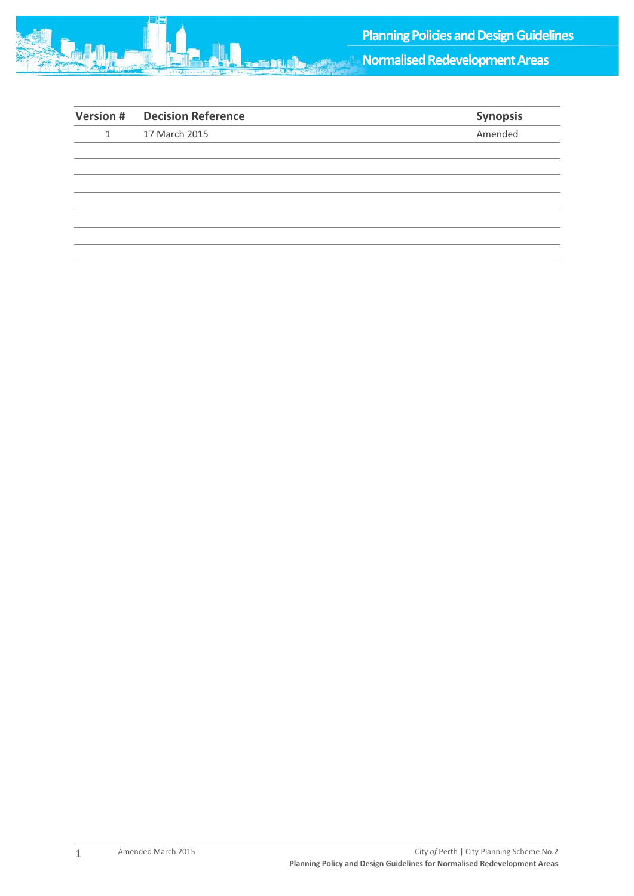| Version # | Decision Reference | Synopsis |
| --- | --- | --- |
| 1 | 17 March 2015 | Amended |
| | | |
| | | |
| | | |
| | | |
| | | |
| | | |
| | | |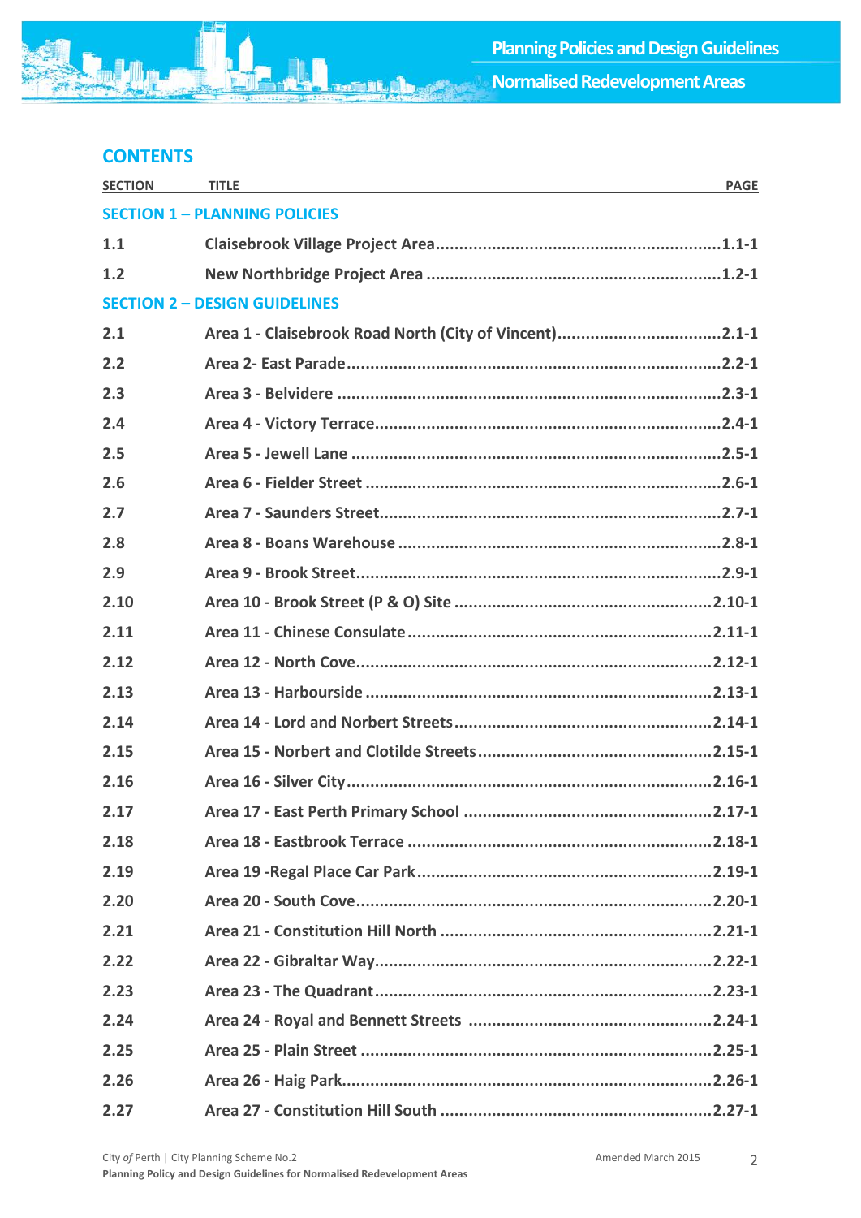## CONTENTS

| SECTION | TITLE | PAGE |
|---|---|---|
| **SECTION 1 – PLANNING POLICIES** | | |
| 1.1 | Claisebrook Village Project Area | 1.1-1 |
| 1.2 | New Northbridge Project Area | 1.2-1 |
| **SECTION 2 – DESIGN GUIDELINES** | | |
| 2.1 | Area 1 - Claisebrook Road North (City of Vincent) | 2.1-1 |
| 2.2 | Area 2- East Parade | 2.2-1 |
| 2.3 | Area 3 - Belvidere | 2.3-1 |
| 2.4 | Area 4 - Victory Terrace | 2.4-1 |
| 2.5 | Area 5 - Jewell Lane | 2.5-1 |
| 2.6 | Area 6 - Fielder Street | 2.6-1 |
| 2.7 | Area 7 - Saunders Street | 2.7-1 |
| 2.8 | Area 8 - Boans Warehouse | 2.8-1 |
| 2.9 | Area 9 - Brook Street | 2.9-1 |
| 2.10 | Area 10 - Brook Street (P & O) Site | 2.10-1 |
| 2.11 | Area 11 - Chinese Consulate | 2.11-1 |
| 2.12 | Area 12 - North Cove | 2.12-1 |
| 2.13 | Area 13 - Harbourside | 2.13-1 |
| 2.14 | Area 14 - Lord and Norbert Streets | 2.14-1 |
| 2.15 | Area 15 - Norbert and Clotilde Streets | 2.15-1 |
| 2.16 | Area 16 - Silver City | 2.16-1 |
| 2.17 | Area 17 - East Perth Primary School | 2.17-1 |
| 2.18 | Area 18 - Eastbrook Terrace | 2.18-1 |
| 2.19 | Area 19 -Regal Place Car Park | 2.19-1 |
| 2.20 | Area 20 - South Cove | 2.20-1 |
| 2.21 | Area 21 - Constitution Hill North | 2.21-1 |
| 2.22 | Area 22 - Gibraltar Way | 2.22-1 |
| 2.23 | Area 23 - The Quadrant | 2.23-1 |
| 2.24 | Area 24 - Royal and Bennett Streets | 2.24-1 |
| 2.25 | Area 25 - Plain Street | 2.25-1 |
| 2.26 | Area 26 - Haig Park | 2.26-1 |
| 2.27 | Area 27 - Constitution Hill South | 2.27-1 |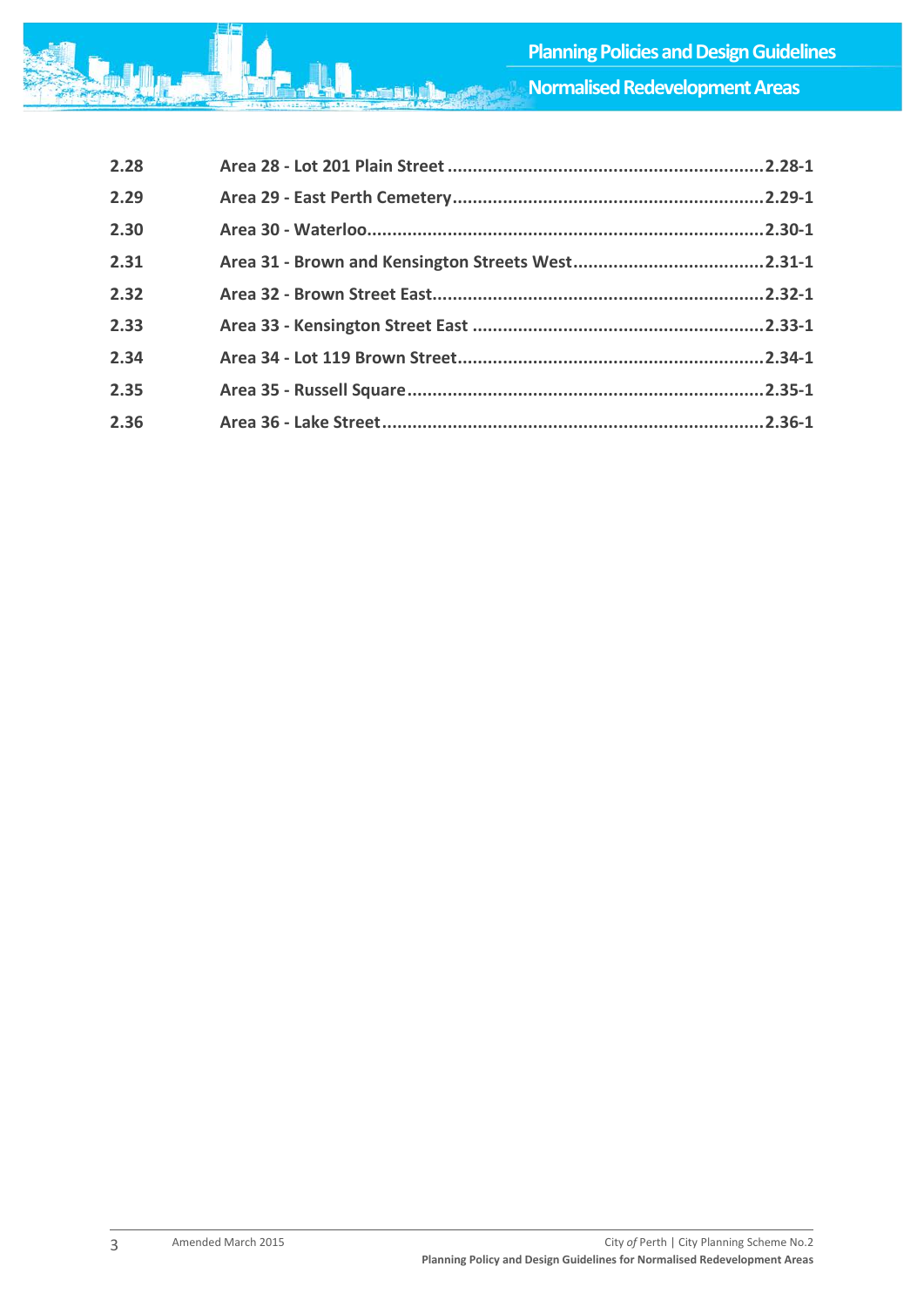| | | |
|---|---|---|
| **2.28** | **Area 28 - Lot 201 Plain Street** | **2.28-1** |
| **2.29** | **Area 29 - East Perth Cemetery** | **2.29-1** |
| **2.30** | **Area 30 - Waterloo** | **2.30-1** |
| **2.31** | **Area 31 - Brown and Kensington Streets West** | **2.31-1** |
| **2.32** | **Area 32 - Brown Street East** | **2.32-1** |
| **2.33** | **Area 33 - Kensington Street East** | **2.33-1** |
| **2.34** | **Area 34 - Lot 119 Brown Street** | **2.34-1** |
| **2.35** | **Area 35 - Russell Square** | **2.35-1** |
| **2.36** | **Area 36 - Lake Street** | **2.36-1** |